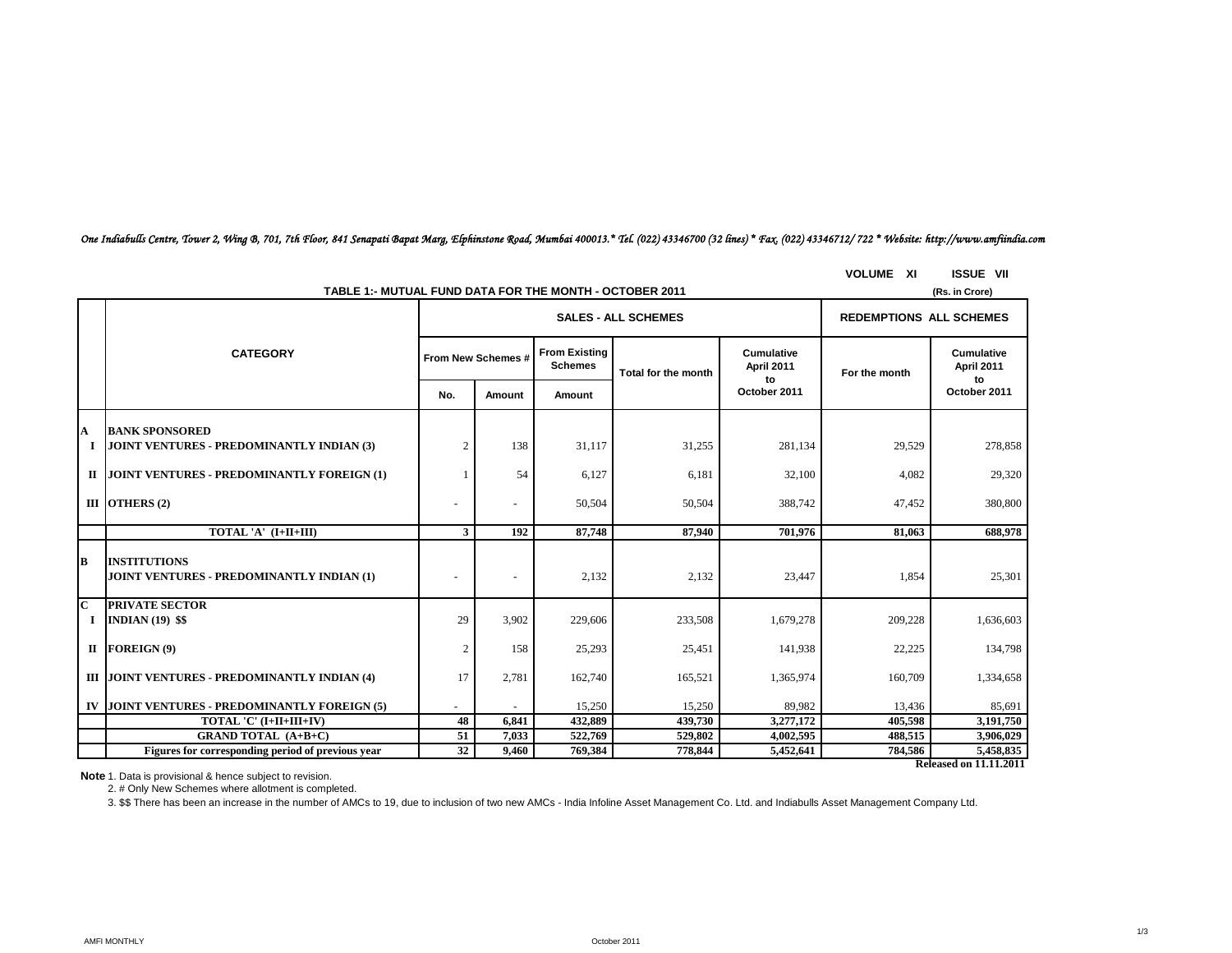*One Indiabulls Centre, Tower 2, Wing B, 701, 7th Floor, 841 Senapati Bapat Marg, Elphinstone Road, Mumbai 400013.* Tel. (022) 43346700 (32 lines) * Fax. (022) 43346712/ 722 * Website: http://www.amfiindia.com*

VOLUME XI ISSUE VII

## TABLE 1:- MUTUAL FUND DATA FOR THE MONTH - OCTOBER 2011

(Rs. in Crore)

| | CATEGORY | SALES - ALL SCHEMES | | | | | REDEMPTIONS ALL SCHEMES | |
|---|---|---|---|---|---|---|---|---|
| | | From New Schemes # | | From Existing Schemes | Total for the month | Cumulative April 2011 to October 2011 | For the month | Cumulative April 2011 to October 2011 |
| | | No. | Amount | Amount | | | | |
| **A** | **BANK SPONSORED** | | | | | | | |
| **I** | **JOINT VENTURES - PREDOMINANTLY INDIAN (3)** | 2 | 138 | 31,117 | 31,255 | 281,134 | 29,529 | 278,858 |
| **II** | **JOINT VENTURES - PREDOMINANTLY FOREIGN (1)** | 1 | 54 | 6,127 | 6,181 | 32,100 | 4,082 | 29,320 |
| **III** | **OTHERS (2)** | - | - | 50,504 | 50,504 | 388,742 | 47,452 | 380,800 |
| | **TOTAL 'A' (I+II+III)** | **3** | **192** | **87,748** | **87,940** | **701,976** | **81,063** | **688,978** |
| **B** | **INSTITUTIONS** | | | | | | | |
| | **JOINT VENTURES - PREDOMINANTLY INDIAN (1)** | - | - | 2,132 | 2,132 | 23,447 | 1,854 | 25,301 |
| **C** | **PRIVATE SECTOR** | | | | | | | |
| **I** | **INDIAN (19) $$** | 29 | 3,902 | 229,606 | 233,508 | 1,679,278 | 209,228 | 1,636,603 |
| **II** | **FOREIGN (9)** | 2 | 158 | 25,293 | 25,451 | 141,938 | 22,225 | 134,798 |
| **III** | **JOINT VENTURES - PREDOMINANTLY INDIAN (4)** | 17 | 2,781 | 162,740 | 165,521 | 1,365,974 | 160,709 | 1,334,658 |
| **IV** | **JOINT VENTURES - PREDOMINANTLY FOREIGN (5)** | - | - | 15,250 | 15,250 | 89,982 | 13,436 | 85,691 |
| | **TOTAL 'C' (I+II+III+IV)** | **48** | **6,841** | **432,889** | **439,730** | **3,277,172** | **405,598** | **3,191,750** |
| | **GRAND TOTAL (A+B+C)** | **51** | **7,033** | **522,769** | **529,802** | **4,002,595** | **488,515** | **3,906,029** |
| | **Figures for corresponding period of previous year** | **32** | **9,460** | **769,384** | **778,844** | **5,452,641** | **784,586** | **5,458,835** |

**Released on 11.11.2011**

**Note** 1. Data is provisional & hence subject to revision.

2. # Only New Schemes where allotment is completed.

3. $$ There has been an increase in the number of AMCs to 19, due to inclusion of two new AMCs - India Infoline Asset Management Co. Ltd. and Indiabulls Asset Management Company Ltd.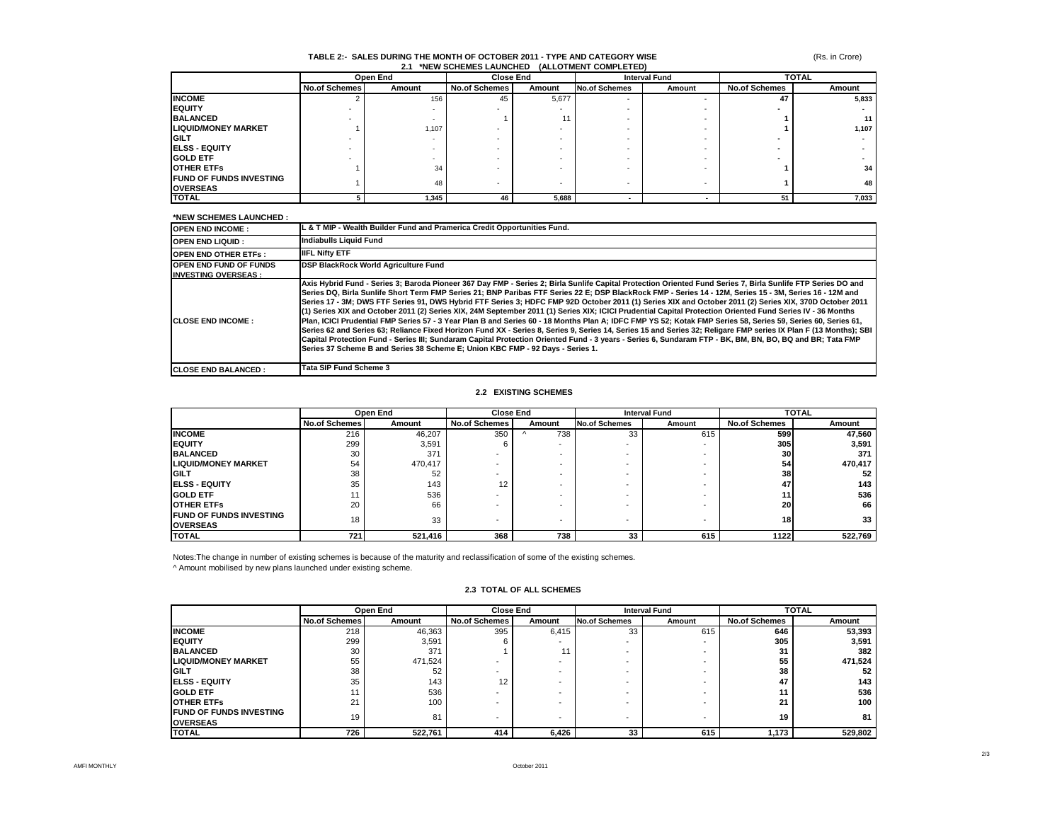## TABLE 2:- SALES DURING THE MONTH OF OCTOBER 2011 - TYPE AND CATEGORY WISE

(Rs. in Crore)

### 2.1 *NEW SCHEMES LAUNCHED (ALLOTMENT COMPLETED)

| | Open End | | Close End | | Interval Fund | | TOTAL | |
|---|---|---|---|---|---|---|---|---|
| | No.of Schemes | Amount | No.of Schemes | Amount | No.of Schemes | Amount | No.of Schemes | Amount |
| **INCOME** | 2 | 156 | 45 | 5,677 | - | - | **47** | **5,833** |
| **EQUITY** | - | - | - | - | - | - | **-** | **-** |
| **BALANCED** | - | - | 1 | 11 | - | - | **1** | **11** |
| **LIQUID/MONEY MARKET** | 1 | 1,107 | - | - | - | - | **1** | **1,107** |
| **GILT** | - | - | - | - | - | - | **-** | **-** |
| **ELSS - EQUITY** | - | - | - | - | - | - | **-** | **-** |
| **GOLD ETF** | - | - | - | - | - | - | **-** | **-** |
| **OTHER ETFs** | 1 | 34 | - | - | - | - | **1** | **34** |
| **FUND OF FUNDS INVESTING OVERSEAS** | 1 | 48 | - | - | - | - | **1** | **48** |
| **TOTAL** | **5** | **1,345** | **46** | **5,688** | **-** | **-** | **51** | **7,033** |

**\*NEW SCHEMES LAUNCHED :**

| | |
|---|---|
| **OPEN END INCOME :** | **L & T MIP - Wealth Builder Fund and Pramerica Credit Opportunities Fund.** |
| **OPEN END LIQUID :** | **Indiabulls Liquid Fund** |
| **OPEN END OTHER ETFs :** | **IIFL Nifty ETF** |
| **OPEN END FUND OF FUNDS INVESTING OVERSEAS :** | **DSP BlackRock World Agriculture Fund** |
| **CLOSE END INCOME :** | **Axis Hybrid Fund - Series 3; Baroda Pioneer 367 Day FMP - Series 2; Birla Sunlife Capital Protection Oriented Fund Series 7, Birla Sunlife FTP Series DO and Series DQ, Birla Sunlife Short Term FMP Series 21; BNP Paribas FTF Series 22 E; DSP BlackRock FMP - Series 14 - 12M, Series 15 - 3M, Series 16 - 12M and Series 17 - 3M; DWS FTF Series 91, DWS Hybrid FTF Series 3; HDFC FMP 92D October 2011 (1) Series XIX and October 2011 (2) Series XIX, 370D October 2011 (1) Series XIX and October 2011 (2) Series XIX, 24M September 2011 (1) Series XIX; ICICI Prudential Capital Protection Oriented Fund Series IV - 36 Months Plan, ICICI Prudential FMP Series 57 - 3 Year Plan B and Series 60 - 18 Months Plan A; IDFC FMP YS 52; Kotak FMP Series 58, Series 59, Series 60, Series 61, Series 62 and Series 63; Reliance Fixed Horizon Fund XX - Series 8, Series 9, Series 14, Series 15 and Series 32; Religare FMP series IX Plan F (13 Months); SBI Capital Protection Fund - Series III; Sundaram Capital Protection Oriented Fund - 3 years - Series 6, Sundaram FTP - BK, BM, BN, BO, BQ and BR; Tata FMP Series 37 Scheme B and Series 38 Scheme E; Union KBC FMP - 92 Days - Series 1.** |
| **CLOSE END BALANCED :** | **Tata SIP Fund Scheme 3** |

### 2.2 EXISTING SCHEMES

| | Open End | | Close End | | Interval Fund | | TOTAL | |
|---|---|---|---|---|---|---|---|---|
| | No.of Schemes | Amount | No.of Schemes | Amount | No.of Schemes | Amount | No.of Schemes | Amount |
| **INCOME** | 216 | 46,207 | 350 | ^ 738 | 33 | 615 | **599** | **47,560** |
| **EQUITY** | 299 | 3,591 | 6 | - | - | - | **305** | **3,591** |
| **BALANCED** | 30 | 371 | - | - | - | - | **30** | **371** |
| **LIQUID/MONEY MARKET** | 54 | 470,417 | - | - | - | - | **54** | **470,417** |
| **GILT** | 38 | 52 | - | - | - | - | **38** | **52** |
| **ELSS - EQUITY** | 35 | 143 | 12 | - | - | - | **47** | **143** |
| **GOLD ETF** | 11 | 536 | - | - | - | - | **11** | **536** |
| **OTHER ETFs** | 20 | 66 | - | - | - | - | **20** | **66** |
| **FUND OF FUNDS INVESTING OVERSEAS** | 18 | 33 | - | - | - | - | **18** | **33** |
| **TOTAL** | **721** | **521,416** | **368** | **738** | **33** | **615** | **1122** | **522,769** |

Notes:The change in number of existing schemes is because of the maturity and reclassification of some of the existing schemes.

^ Amount mobilised by new plans launched under existing scheme.

### 2.3 TOTAL OF ALL SCHEMES

| | Open End | | Close End | | Interval Fund | | TOTAL | |
|---|---|---|---|---|---|---|---|---|
| | No.of Schemes | Amount | No.of Schemes | Amount | No.of Schemes | Amount | No.of Schemes | Amount |
| **INCOME** | 218 | 46,363 | 395 | 6,415 | 33 | 615 | **646** | **53,393** |
| **EQUITY** | 299 | 3,591 | 6 | - | - | - | **305** | **3,591** |
| **BALANCED** | 30 | 371 | 1 | 11 | - | - | **31** | **382** |
| **LIQUID/MONEY MARKET** | 55 | 471,524 | - | - | - | - | **55** | **471,524** |
| **GILT** | 38 | 52 | - | - | - | - | **38** | **52** |
| **ELSS - EQUITY** | 35 | 143 | 12 | - | - | - | **47** | **143** |
| **GOLD ETF** | 11 | 536 | - | - | - | - | **11** | **536** |
| **OTHER ETFs** | 21 | 100 | - | - | - | - | **21** | **100** |
| **FUND OF FUNDS INVESTING OVERSEAS** | 19 | 81 | - | - | - | - | **19** | **81** |
| **TOTAL** | **726** | **522,761** | **414** | **6,426** | **33** | **615** | **1,173** | **529,802** |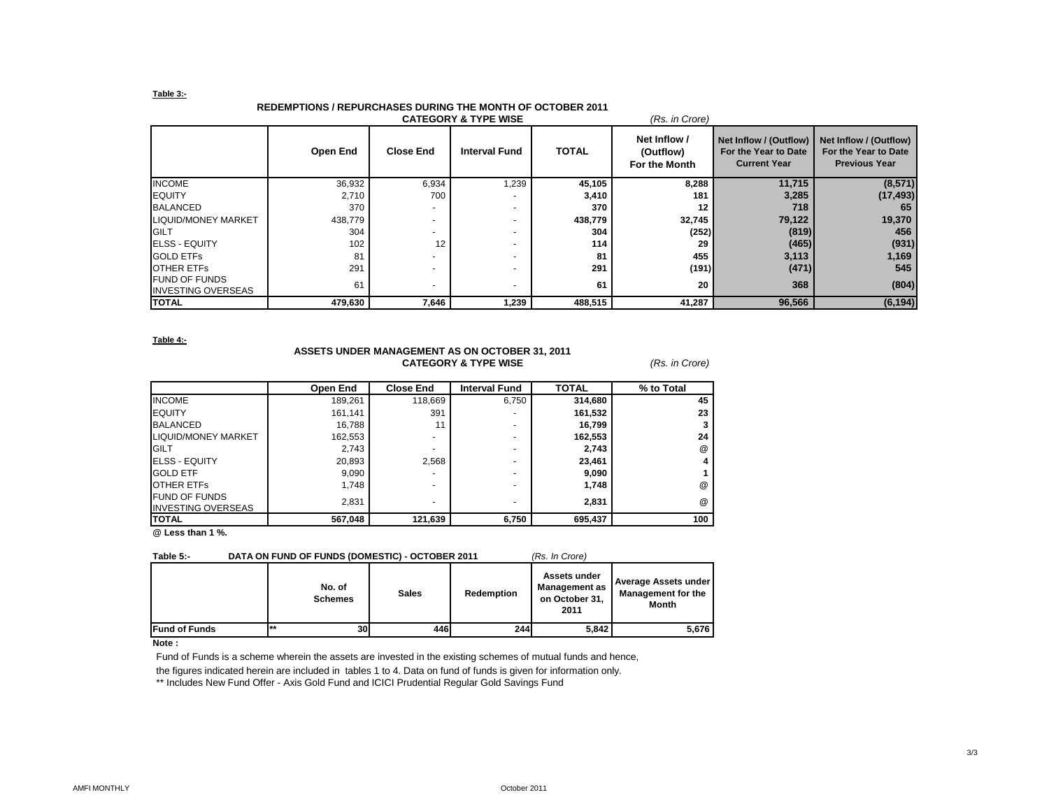**Table 3:-**

### REDEMPTIONS / REPURCHASES DURING THE MONTH OF OCTOBER 2011
**CATEGORY & TYPE WISE** *(Rs. in Crore)*

| | Open End | Close End | Interval Fund | TOTAL | Net Inflow / (Outflow) For the Month | Net Inflow / (Outflow) For the Year to Date Current Year | Net Inflow / (Outflow) For the Year to Date Previous Year |
|---|---|---|---|---|---|---|---|
| INCOME | 36,932 | 6,934 | 1,239 | **45,105** | **8,288** | **11,715** | **(8,571)** |
| EQUITY | 2,710 | 700 | - | **3,410** | **181** | **3,285** | **(17,493)** |
| BALANCED | 370 | - | - | **370** | **12** | **718** | **65** |
| LIQUID/MONEY MARKET | 438,779 | - | - | **438,779** | **32,745** | **79,122** | **19,370** |
| GILT | 304 | - | - | **304** | **(252)** | **(819)** | **456** |
| ELSS - EQUITY | 102 | 12 | - | **114** | **29** | **(465)** | **(931)** |
| GOLD ETFs | 81 | - | - | **81** | **455** | **3,113** | **1,169** |
| OTHER ETFs | 291 | - | - | **291** | **(191)** | **(471)** | **545** |
| FUND OF FUNDS INVESTING OVERSEAS | 61 | - | - | **61** | **20** | **368** | **(804)** |
| **TOTAL** | **479,630** | **7,646** | **1,239** | **488,515** | **41,287** | **96,566** | **(6,194)** |

**Table 4:-**

### ASSETS UNDER MANAGEMENT AS ON OCTOBER 31, 2011
**CATEGORY & TYPE WISE** *(Rs. in Crore)*

| | Open End | Close End | Interval Fund | TOTAL | % to Total |
|---|---|---|---|---|---|
| INCOME | 189,261 | 118,669 | 6,750 | **314,680** | **45** |
| EQUITY | 161,141 | 391 | - | **161,532** | **23** |
| BALANCED | 16,788 | 11 | - | **16,799** | **3** |
| LIQUID/MONEY MARKET | 162,553 | - | - | **162,553** | **24** |
| GILT | 2,743 | - | - | **2,743** | **@** |
| ELSS - EQUITY | 20,893 | 2,568 | - | **23,461** | **4** |
| GOLD ETF | 9,090 | - | - | **9,090** | **1** |
| OTHER ETFs | 1,748 | - | - | **1,748** | **@** |
| FUND OF FUNDS INVESTING OVERSEAS | 2,831 | - | - | **2,831** | **@** |
| **TOTAL** | **567,048** | **121,639** | **6,750** | **695,437** | **100** |

**@ Less than 1 %.**

**Table 5:- DATA ON FUND OF FUNDS (DOMESTIC) - OCTOBER 2011** *(Rs. In Crore)*

| | No. of Schemes | Sales | Redemption | Assets under Management as on October 31, 2011 | Average Assets under Management for the Month |
|---|---|---|---|---|---|
| **Fund of Funds** | ** 30 | 446 | 244 | 5,842 | 5,676 |

**Note :**

Fund of Funds is a scheme wherein the assets are invested in the existing schemes of mutual funds and hence, the figures indicated herein are included in tables 1 to 4. Data on fund of funds is given for information only.

** Includes New Fund Offer - Axis Gold Fund and ICICI Prudential Regular Gold Savings Fund